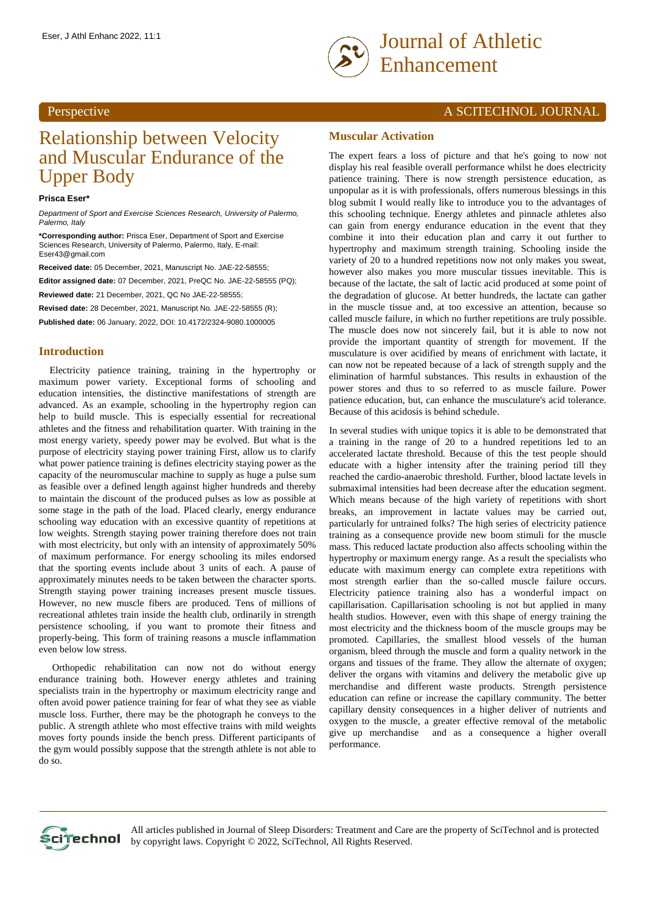Perspective

A SCITECHNOL JOURNAL

# Relationship between Velocity and Muscular Endurance of the Upper Body

**Prisca Eser***

*Department of Sport and Exercise Sciences Research, University of Palermo, Palermo, Italy*

***Corresponding author:** Prisca Eser, Department of Sport and Exercise Sciences Research, University of Palermo, Palermo, Italy, E-mail: Eser43@gmail.com

**Received date:** 05 December, 2021, Manuscript No. JAE-22-58555;

**Editor assigned date:** 07 December, 2021, PreQC No. JAE-22-58555 (PQ);

**Reviewed date:** 21 December, 2021, QC No JAE-22-58555;

**Revised date:** 28 December, 2021, Manuscript No. JAE-22-58555 (R);

**Published date:** 06 January, 2022, DOI: 10.4172/2324-9080.1000005

## Introduction

Electricity patience training, training in the hypertrophy or maximum power variety. Exceptional forms of schooling and education intensities, the distinctive manifestations of strength are advanced. As an example, schooling in the hypertrophy region can help to build muscle. This is especially essential for recreational athletes and the fitness and rehabilitation quarter. With training in the most energy variety, speedy power may be evolved. But what is the purpose of electricity staying power training First, allow us to clarify what power patience training is defines electricity staying power as the capacity of the neuromuscular machine to supply as huge a pulse sum as feasible over a defined length against higher hundreds and thereby to maintain the discount of the produced pulses as low as possible at some stage in the path of the load. Placed clearly, energy endurance schooling way education with an excessive quantity of repetitions at low weights. Strength staying power training therefore does not train with most electricity, but only with an intensity of approximately 50% of maximum performance. For energy schooling its miles endorsed that the sporting events include about 3 units of each. A pause of approximately minutes needs to be taken between the character sports. Strength staying power training increases present muscle tissues. However, no new muscle fibers are produced. Tens of millions of recreational athletes train inside the health club, ordinarily in strength persistence schooling, if you want to promote their fitness and properly-being. This form of training reasons a muscle inflammation even below low stress.

Orthopedic rehabilitation can now not do without energy endurance training both. However energy athletes and training specialists train in the hypertrophy or maximum electricity range and often avoid power patience training for fear of what they see as viable muscle loss. Further, there may be the photograph he conveys to the public. A strength athlete who most effective trains with mild weights moves forty pounds inside the bench press. Different participants of the gym would possibly suppose that the strength athlete is not able to do so.

## Muscular Activation

The expert fears a loss of picture and that he's going to now not display his real feasible overall performance whilst he does electricity patience training. There is now strength persistence education, as unpopular as it is with professionals, offers numerous blessings in this blog submit I would really like to introduce you to the advantages of this schooling technique. Energy athletes and pinnacle athletes also can gain from energy endurance education in the event that they combine it into their education plan and carry it out further to hypertrophy and maximum strength training. Schooling inside the variety of 20 to a hundred repetitions now not only makes you sweat, however also makes you more muscular tissues inevitable. This is because of the lactate, the salt of lactic acid produced at some point of the degradation of glucose. At better hundreds, the lactate can gather in the muscle tissue and, at too excessive an attention, because so called muscle failure, in which no further repetitions are truly possible. The muscle does now not sincerely fail, but it is able to now not provide the important quantity of strength for movement. If the musculature is over acidified by means of enrichment with lactate, it can now not be repeated because of a lack of strength supply and the elimination of harmful substances. This results in exhaustion of the power stores and thus to so referred to as muscle failure. Power patience education, but, can enhance the musculature's acid tolerance. Because of this acidosis is behind schedule.

In several studies with unique topics it is able to be demonstrated that a training in the range of 20 to a hundred repetitions led to an accelerated lactate threshold. Because of this the test people should educate with a higher intensity after the training period till they reached the cardio-anaerobic threshold. Further, blood lactate levels in submaximal intensities had been decrease after the education segment. Which means because of the high variety of repetitions with short breaks, an improvement in lactate values may be carried out, particularly for untrained folks? The high series of electricity patience training as a consequence provide new boom stimuli for the muscle mass. This reduced lactate production also affects schooling within the hypertrophy or maximum energy range. As a result the specialists who educate with maximum energy can complete extra repetitions with most strength earlier than the so-called muscle failure occurs. Electricity patience training also has a wonderful impact on capillarisation. Capillarisation schooling is not but applied in many health studios. However, even with this shape of energy training the most electricity and the thickness boom of the muscle groups may be promoted. Capillaries, the smallest blood vessels of the human organism, bleed through the muscle and form a quality network in the organs and tissues of the frame. They allow the alternate of oxygen; deliver the organs with vitamins and delivery the metabolic give up merchandise and different waste products. Strength persistence education can refine or increase the capillary community. The better capillary density consequences in a higher deliver of nutrients and oxygen to the muscle, a greater effective removal of the metabolic give up merchandise and as a consequence a higher overall performance.

All articles published in Journal of Sleep Disorders: Treatment and Care are the property of SciTechnol and is protected by copyright laws. Copyright © 2022, SciTechnol, All Rights Reserved.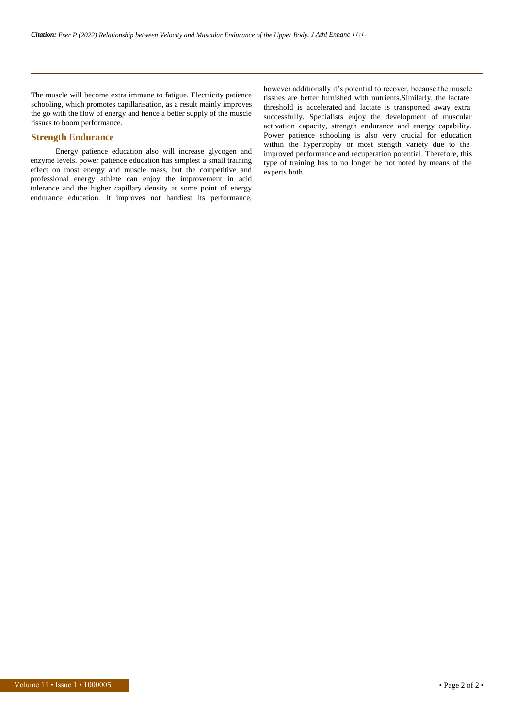The muscle will become extra immune to fatigue. Electricity patience schooling, which promotes capillarisation, as a result mainly improves the go with the flow of energy and hence a better supply of the muscle tissues to boom performance.

## Strength Endurance

Energy patience education also will increase glycogen and enzyme levels. power patience education has simplest a small training effect on most energy and muscle mass, but the competitive and professional energy athlete can enjoy the improvement in acid tolerance and the higher capillary density at some point of energy endurance education. It improves not handiest its performance, however additionally it's potential to recover, because the muscle tissues are better furnished with nutrients.Similarly, the lactate threshold is accelerated and lactate is transported away extra successfully. Specialists enjoy the development of muscular activation capacity, strength endurance and energy capability. Power patience schooling is also very crucial for education within the hypertrophy or most strength variety due to the improved performance and recuperation potential. Therefore, this type of training has to no longer be not noted by means of the experts both.